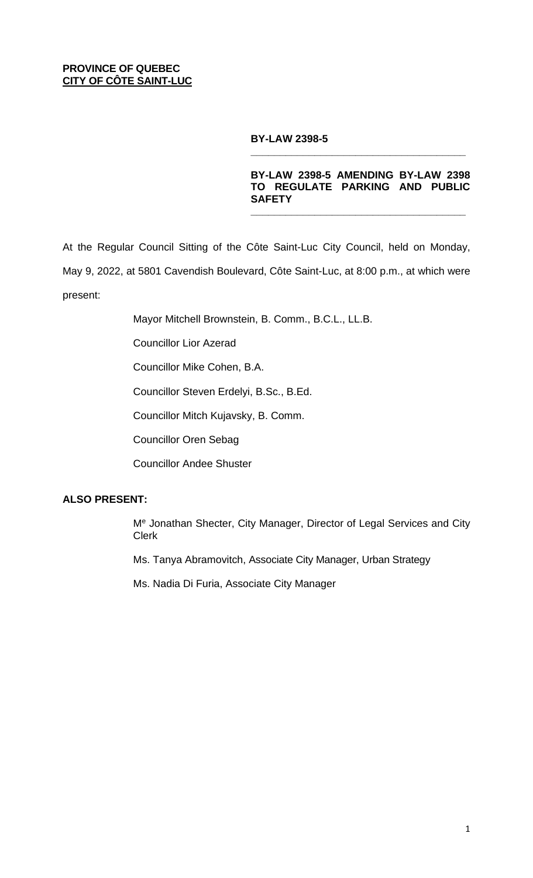**PROVINCE OF QUEBEC**
**CITY OF CÔTE SAINT-LUC**

**BY-LAW 2398-5**

---

**BY-LAW 2398-5 AMENDING BY-LAW 2398 TO REGULATE PARKING AND PUBLIC SAFETY**

---

At the Regular Council Sitting of the Côte Saint-Luc City Council, held on Monday, May 9, 2022, at 5801 Cavendish Boulevard, Côte Saint-Luc, at 8:00 p.m., at which were present:

Mayor Mitchell Brownstein, B. Comm., B.C.L., LL.B.

Councillor Lior Azerad

Councillor Mike Cohen, B.A.

Councillor Steven Erdelyi, B.Sc., B.Ed.

Councillor Mitch Kujavsky, B. Comm.

Councillor Oren Sebag

Councillor Andee Shuster

**ALSO PRESENT:**

Me Jonathan Shecter, City Manager, Director of Legal Services and City Clerk

Ms. Tanya Abramovitch, Associate City Manager, Urban Strategy

Ms. Nadia Di Furia, Associate City Manager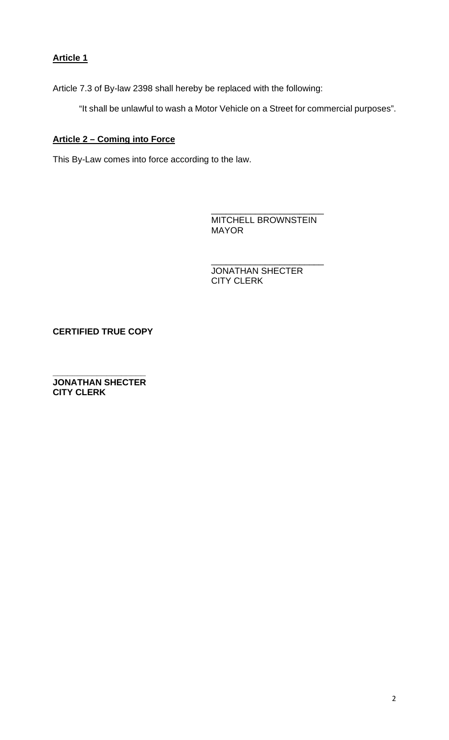**Article 1**

Article 7.3 of By-law 2398 shall hereby be replaced with the following:

> "It shall be unlawful to wash a Motor Vehicle on a Street for commercial purposes".

**Article 2 – Coming into Force**

This By-Law comes into force according to the law.

\_\_\_\_\_\_\_\_\_\_\_\_\_\_\_\_\_\_\_\_\_\_\_
MITCHELL BROWNSTEIN
MAYOR

\_\_\_\_\_\_\_\_\_\_\_\_\_\_\_\_\_\_\_\_\_\_\_
JONATHAN SHECTER
CITY CLERK

**CERTIFIED TRUE COPY**

\_\_\_\_\_\_\_\_\_\_\_\_\_\_\_\_\_\_\_\_
**JONATHAN SHECTER**
**CITY CLERK**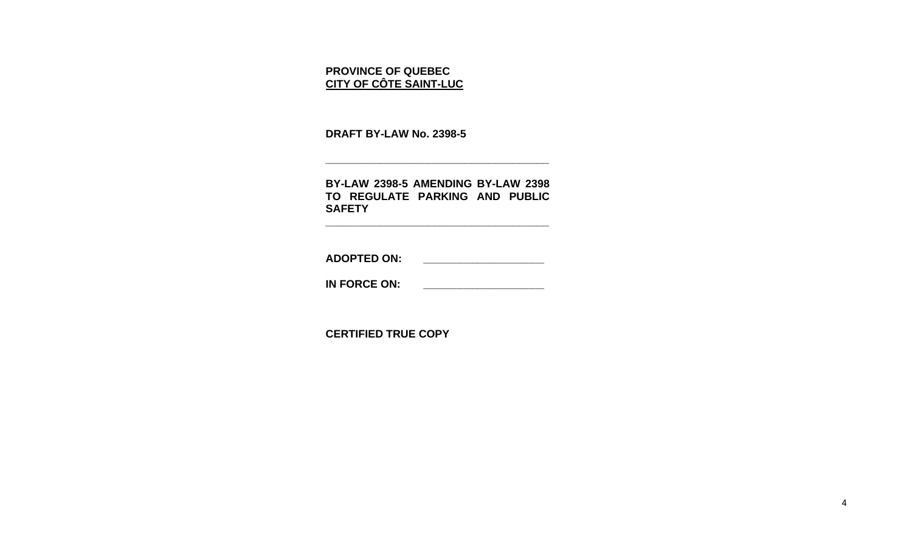**PROVINCE OF QUEBEC**
**CITY OF CÔTE SAINT-LUC**

**DRAFT BY-LAW No. 2398-5**

---

**BY-LAW 2398-5 AMENDING BY-LAW 2398 TO REGULATE PARKING AND PUBLIC SAFETY**

---

**ADOPTED ON:** ____________________

**IN FORCE ON:** ____________________

**CERTIFIED TRUE COPY**